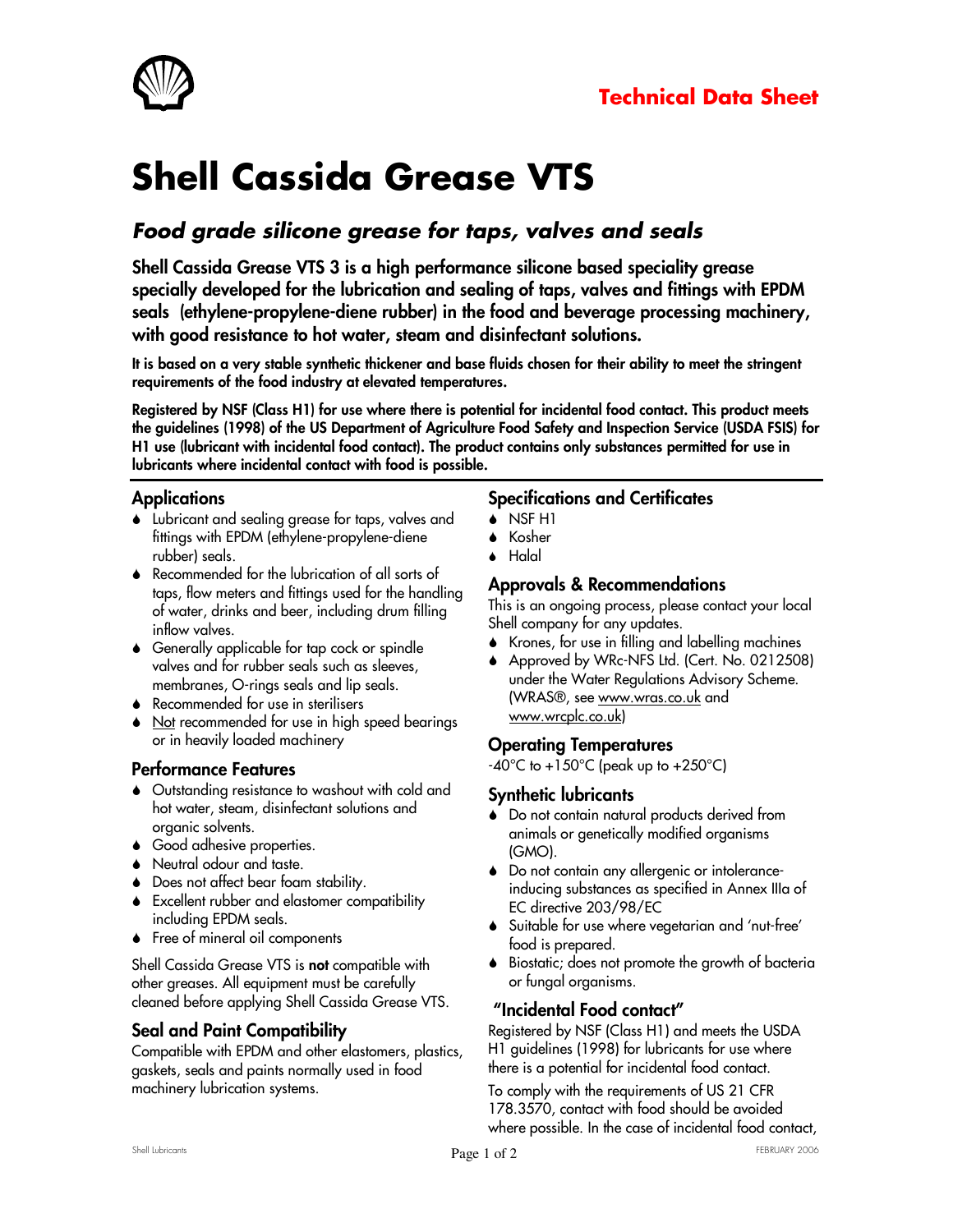Technical Data Sheet

# Shell Cassida Grease VTS

## *Food grade silicone grease for taps, valves and seals*

**Shell Cassida Grease VTS 3 is a high performance silicone based speciality grease specially developed for the lubrication and sealing of taps, valves and fittings with EPDM seals (ethylene-propylene-diene rubber) in the food and beverage processing machinery, with good resistance to hot water, steam and disinfectant solutions.**

**It is based on a very stable synthetic thickener and base fluids chosen for their ability to meet the stringent requirements of the food industry at elevated temperatures.**

**Registered by NSF (Class H1) for use where there is potential for incidental food contact. This product meets the guidelines (1998) of the US Department of Agriculture Food Safety and Inspection Service (USDA FSIS) for H1 use (lubricant with incidental food contact). The product contains only substances permitted for use in lubricants where incidental contact with food is possible.**

### Applications

- Lubricant and sealing grease for taps, valves and fittings with EPDM (ethylene-propylene-diene rubber) seals.
- Recommended for the lubrication of all sorts of taps, flow meters and fittings used for the handling of water, drinks and beer, including drum filling inflow valves.
- Generally applicable for tap cock or spindle valves and for rubber seals such as sleeves, membranes, O-rings seals and lip seals.
- Recommended for use in sterilisers
- Not recommended for use in high speed bearings or in heavily loaded machinery

### Performance Features

- Outstanding resistance to washout with cold and hot water, steam, disinfectant solutions and organic solvents.
- Good adhesive properties.
- Neutral odour and taste.
- Does not affect bear foam stability.
- Excellent rubber and elastomer compatibility including EPDM seals.
- Free of mineral oil components

Shell Cassida Grease VTS is **not** compatible with other greases. All equipment must be carefully cleaned before applying Shell Cassida Grease VTS.

### Seal and Paint Compatibility

Compatible with EPDM and other elastomers, plastics, gaskets, seals and paints normally used in food machinery lubrication systems.

### Specifications and Certificates

- NSF H1
- Kosher
- Halal

### Approvals & Recommendations

This is an ongoing process, please contact your local Shell company for any updates.

- Krones, for use in filling and labelling machines
- Approved by WRc-NFS Ltd. (Cert. No. 0212508) under the Water Regulations Advisory Scheme. (WRAS®, see www.wras.co.uk and www.wrcplc.co.uk)

### Operating Temperatures

-40°C to +150°C (peak up to +250°C)

### Synthetic lubricants

- Do not contain natural products derived from animals or genetically modified organisms (GMO).
- Do not contain any allergenic or intolerance-inducing substances as specified in Annex IIIa of EC directive 203/98/EC
- Suitable for use where vegetarian and 'nut-free' food is prepared.
- Biostatic; does not promote the growth of bacteria or fungal organisms.

### "Incidental Food contact"

Registered by NSF (Class H1) and meets the USDA H1 guidelines (1998) for lubricants for use where there is a potential for incidental food contact.

To comply with the requirements of US 21 CFR 178.3570, contact with food should be avoided where possible. In the case of incidental food contact,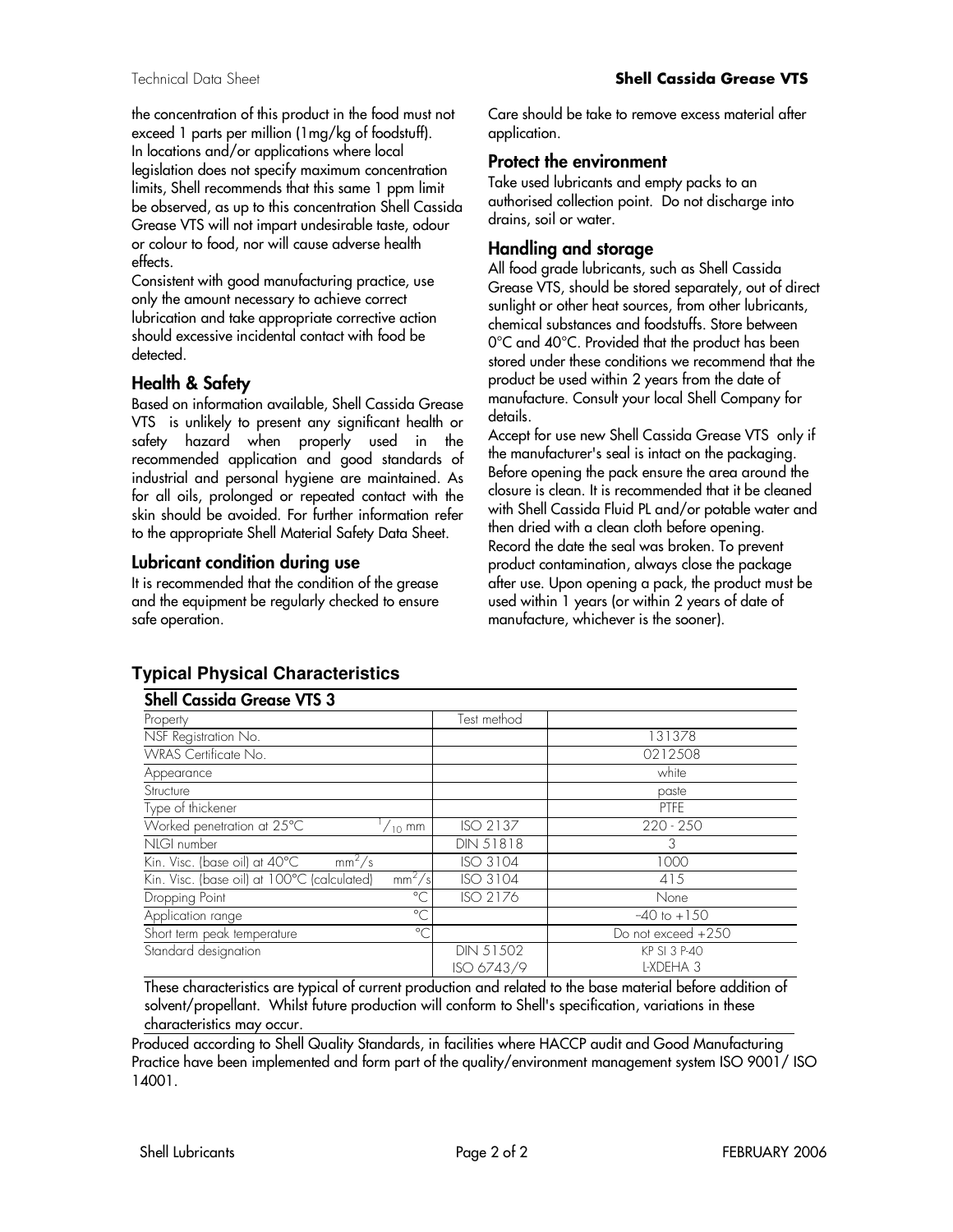the concentration of this product in the food must not exceed 1 parts per million (1mg/kg of foodstuff).
In locations and/or applications where local legislation does not specify maximum concentration limits, Shell recommends that this same 1 ppm limit be observed, as up to this concentration Shell Cassida Grease VTS will not impart undesirable taste, odour or colour to food, nor will cause adverse health effects.
Consistent with good manufacturing practice, use only the amount necessary to achieve correct lubrication and take appropriate corrective action should excessive incidental contact with food be detected.

## Health & Safety

Based on information available, Shell Cassida Grease VTS is unlikely to present any significant health or safety hazard when properly used in the recommended application and good standards of industrial and personal hygiene are maintained. As for all oils, prolonged or repeated contact with the skin should be avoided. For further information refer to the appropriate Shell Material Safety Data Sheet.

## Lubricant condition during use

It is recommended that the condition of the grease and the equipment be regularly checked to ensure safe operation.
Care should be take to remove excess material after application.

## Protect the environment

Take used lubricants and empty packs to an authorised collection point. Do not discharge into drains, soil or water.

## Handling and storage

All food grade lubricants, such as Shell Cassida Grease VTS, should be stored separately, out of direct sunlight or other heat sources, from other lubricants, chemical substances and foodstuffs. Store between 0°C and 40°C. Provided that the product has been stored under these conditions we recommend that the product be used within 2 years from the date of manufacture. Consult your local Shell Company for details.
Accept for use new Shell Cassida Grease VTS only if the manufacturer's seal is intact on the packaging. Before opening the pack ensure the area around the closure is clean. It is recommended that it be cleaned with Shell Cassida Fluid PL and/or potable water and then dried with a clean cloth before opening.
Record the date the seal was broken. To prevent product contamination, always close the package after use. Upon opening a pack, the product must be used within 1 years (or within 2 years of date of manufacture, whichever is the sooner).

## Typical Physical Characteristics

**Shell Cassida Grease VTS 3**

| Property | | Test method | |
|---|---|---|---|
| NSF Registration No. | | | 131378 |
| WRAS Certificate No. | | | 0212508 |
| Appearance | | | white |
| Structure | | | paste |
| Type of thickener | | | PTFE |
| Worked penetration at 25°C | $^{1}/_{10}$ mm | ISO 2137 | 220 - 250 |
| NLGI number | | DIN 51818 | 3 |
| Kin. Visc. (base oil) at 40°C | $mm^2/s$ | ISO 3104 | 1000 |
| Kin. Visc. (base oil) at 100°C (calculated) | $mm^2/s$ | ISO 3104 | 415 |
| Dropping Point | °C | ISO 2176 | None |
| Application range | °C | | –40 to +150 |
| Short term peak temperature | °C | | Do not exceed +250 |
| Standard designation | | DIN 51502<br>ISO 6743/9 | KP SI 3 P-40<br>L-XDEHA 3 |

These characteristics are typical of current production and related to the base material before addition of solvent/propellant. Whilst future production will conform to Shell's specification, variations in these characteristics may occur.

Produced according to Shell Quality Standards, in facilities where HACCP audit and Good Manufacturing Practice have been implemented and form part of the quality/environment management system ISO 9001/ ISO 14001.